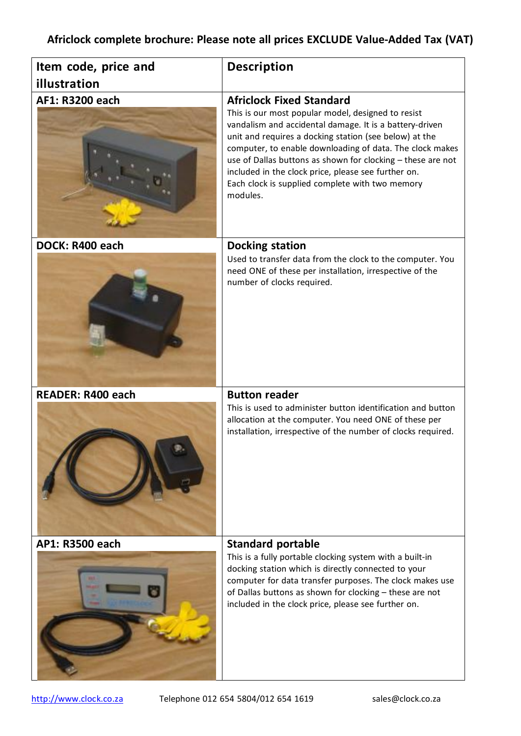**Africlock complete brochure: Please note all prices EXCLUDE Value-Added Tax (VAT)**

| Item code, price and illustration | Description |
| --- | --- |
| **AF1: R3200 each** | **Africlock Fixed Standard**<br>This is our most popular model, designed to resist vandalism and accidental damage. It is a battery-driven unit and requires a docking station (see below) at the computer, to enable downloading of data. The clock makes use of Dallas buttons as shown for clocking – these are not included in the clock price, please see further on.<br>Each clock is supplied complete with two memory modules. |
| **DOCK: R400 each** | **Docking station**<br>Used to transfer data from the clock to the computer. You need ONE of these per installation, irrespective of the number of clocks required. |
| **READER: R400 each** | **Button reader**<br>This is used to administer button identification and button allocation at the computer. You need ONE of these per installation, irrespective of the number of clocks required. |
| **AP1: R3500 each** | **Standard portable**<br>This is a fully portable clocking system with a built-in docking station which is directly connected to your computer for data transfer purposes. The clock makes use of Dallas buttons as shown for clocking – these are not included in the clock price, please see further on. |

http://www.clock.co.za Telephone 012 654 5804/012 654 1619 sales@clock.co.za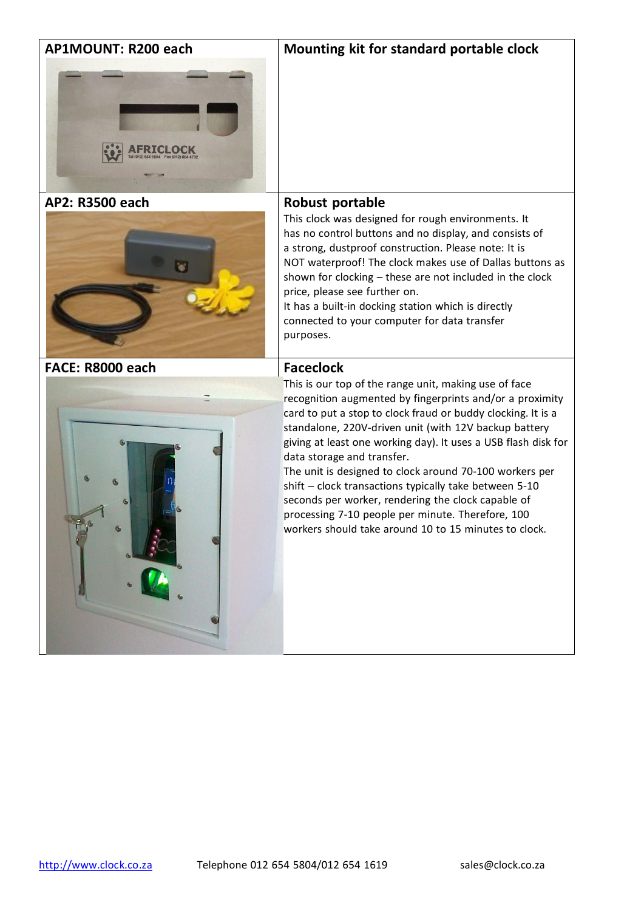| | |
|---|---|
| **AP1MOUNT: R200 each** | **Mounting kit for standard portable clock** |
| **AP2: R3500 each** | **Robust portable**<br>This clock was designed for rough environments. It has no control buttons and no display, and consists of a strong, dustproof construction. Please note: It is NOT waterproof! The clock makes use of Dallas buttons as shown for clocking – these are not included in the clock price, please see further on.<br>It has a built-in docking station which is directly connected to your computer for data transfer purposes. |
| **FACE: R8000 each** | **Faceclock**<br>This is our top of the range unit, making use of face recognition augmented by fingerprints and/or a proximity card to put a stop to clock fraud or buddy clocking. It is a standalone, 220V-driven unit (with 12V backup battery giving at least one working day). It uses a USB flash disk for data storage and transfer.<br>The unit is designed to clock around 70-100 workers per shift – clock transactions typically take between 5-10 seconds per worker, rendering the clock capable of processing 7-10 people per minute. Therefore, 100 workers should take around 10 to 15 minutes to clock. |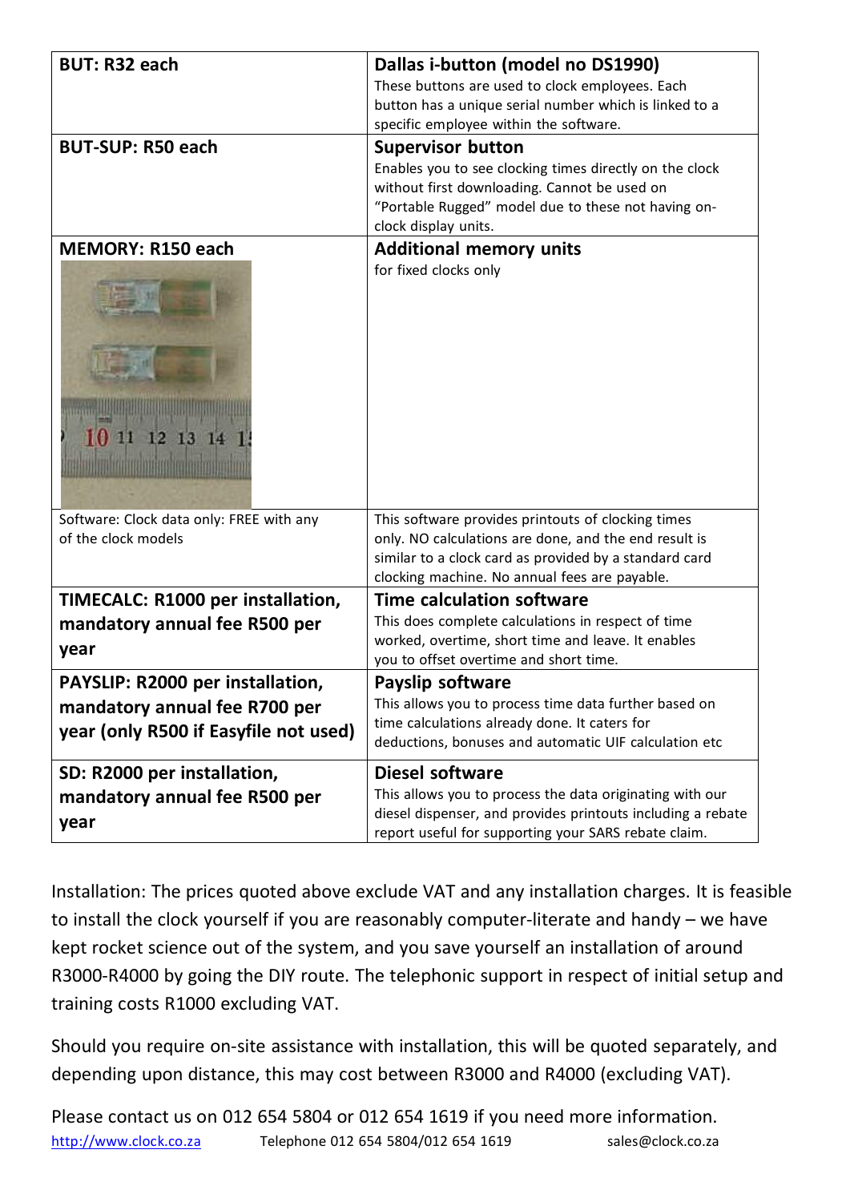| | |
|---|---|
| **BUT: R32 each** | **Dallas i-button (model no DS1990)** These buttons are used to clock employees. Each button has a unique serial number which is linked to a specific employee within the software. |
| **BUT-SUP: R50 each** | **Supervisor button** Enables you to see clocking times directly on the clock without first downloading. Cannot be used on "Portable Rugged" model due to these not having on-clock display units. |
| **MEMORY: R150 each** | **Additional memory units** for fixed clocks only |
| Software: Clock data only: FREE with any of the clock models | This software provides printouts of clocking times only. NO calculations are done, and the end result is similar to a clock card as provided by a standard card clocking machine. No annual fees are payable. |
| **TIMECALC: R1000 per installation, mandatory annual fee R500 per year** | **Time calculation software** This does complete calculations in respect of time worked, overtime, short time and leave. It enables you to offset overtime and short time. |
| **PAYSLIP: R2000 per installation, mandatory annual fee R700 per year (only R500 if Easyfile not used)** | **Payslip software** This allows you to process time data further based on time calculations already done. It caters for deductions, bonuses and automatic UIF calculation etc |
| **SD: R2000 per installation, mandatory annual fee R500 per year** | **Diesel software** This allows you to process the data originating with our diesel dispenser, and provides printouts including a rebate report useful for supporting your SARS rebate claim. |

Installation: The prices quoted above exclude VAT and any installation charges. It is feasible to install the clock yourself if you are reasonably computer-literate and handy – we have kept rocket science out of the system, and you save yourself an installation of around R3000-R4000 by going the DIY route. The telephonic support in respect of initial setup and training costs R1000 excluding VAT.

Should you require on-site assistance with installation, this will be quoted separately, and depending upon distance, this may cost between R3000 and R4000 (excluding VAT).

Please contact us on 012 654 5804 or 012 654 1619 if you need more information.

http://www.clock.co.za Telephone 012 654 5804/012 654 1619 sales@clock.co.za